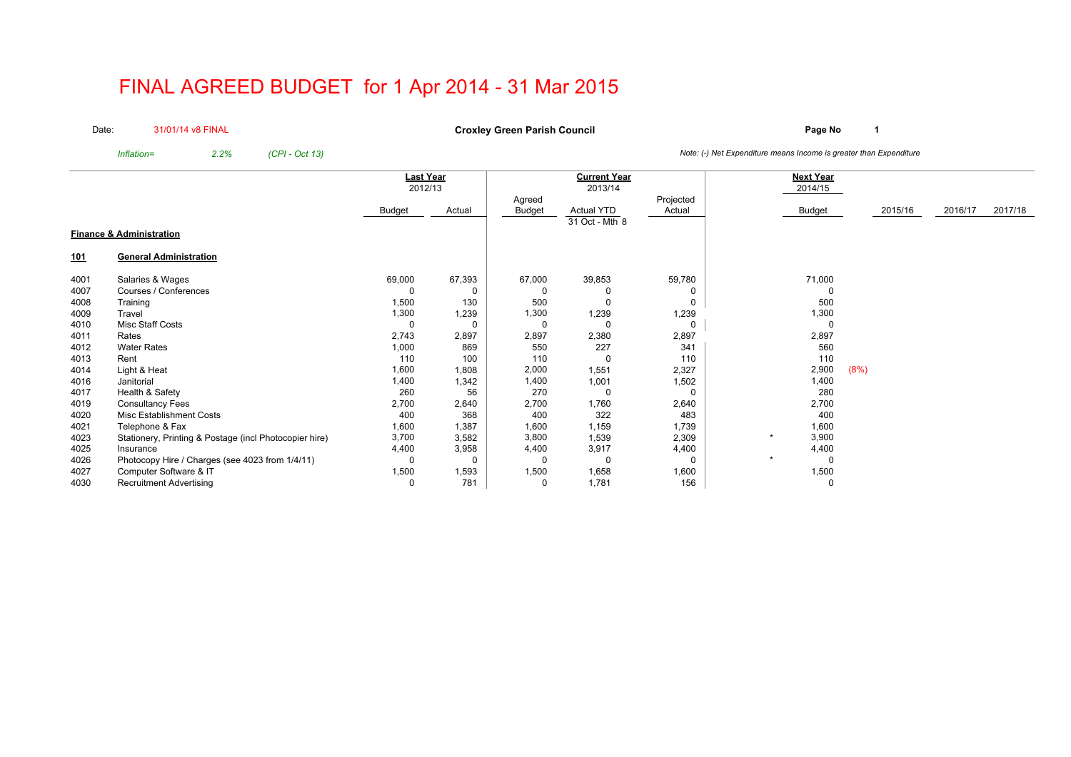# FINAL AGREED BUDGET for 1 Apr 2014 - 31 Mar 2015

Date: 31/01/14 v8 FINAL

**Croxley Green Parish Council**

*Inflation= 2.2% (CPI - Oct 13)*

*Note: (-) Net Expenditure means Income is greater than Expenditure*

| | | Last Year 2012/13 | | Current Year 2013/14 | | | | Next Year 2014/15 | | | | |
|---|---|---|---|---|---|---|---|---|---|---|---|---|
| | | Budget | Actual | Agreed Budget | Actual YTD 31 Oct - Mth 8 | Projected Actual | | Budget | | 2015/16 | 2016/17 | 2017/18 |
| **Finance & Administration** | | | | | | | | | | | | |
| **101** | **General Administration** | | | | | | | | | | | |
| 4001 | Salaries & Wages | 69,000 | 67,393 | 67,000 | 39,853 | 59,780 | | 71,000 | | | | |
| 4007 | Courses / Conferences | 0 | 0 | 0 | 0 | 0 | | 0 | | | | |
| 4008 | Training | 1,500 | 130 | 500 | 0 | 0 | | 500 | | | | |
| 4009 | Travel | 1,300 | 1,239 | 1,300 | 1,239 | 1,239 | | 1,300 | | | | |
| 4010 | Misc Staff Costs | 0 | 0 | 0 | 0 | 0 | | 0 | | | | |
| 4011 | Rates | 2,743 | 2,897 | 2,897 | 2,380 | 2,897 | | 2,897 | | | | |
| 4012 | Water Rates | 1,000 | 869 | 550 | 227 | 341 | | 560 | | | | |
| 4013 | Rent | 110 | 100 | 110 | 0 | 110 | | 110 | | | | |
| 4014 | Light & Heat | 1,600 | 1,808 | 2,000 | 1,551 | 2,327 | | 2,900 | (8%) | | | |
| 4016 | Janitorial | 1,400 | 1,342 | 1,400 | 1,001 | 1,502 | | 1,400 | | | | |
| 4017 | Health & Safety | 260 | 56 | 270 | 0 | 0 | | 280 | | | | |
| 4019 | Consultancy Fees | 2,700 | 2,640 | 2,700 | 1,760 | 2,640 | | 2,700 | | | | |
| 4020 | Misc Establishment Costs | 400 | 368 | 400 | 322 | 483 | | 400 | | | | |
| 4021 | Telephone & Fax | 1,600 | 1,387 | 1,600 | 1,159 | 1,739 | | 1,600 | | | | |
| 4023 | Stationery, Printing & Postage (incl Photocopier hire) | 3,700 | 3,582 | 3,800 | 1,539 | 2,309 | * | 3,900 | | | | |
| 4025 | Insurance | 4,400 | 3,958 | 4,400 | 3,917 | 4,400 | | 4,400 | | | | |
| 4026 | Photocopy Hire / Charges (see 4023 from 1/4/11) | 0 | 0 | 0 | 0 | 0 | * | 0 | | | | |
| 4027 | Computer Software & IT | 1,500 | 1,593 | 1,500 | 1,658 | 1,600 | | 1,500 | | | | |
| 4030 | Recruitment Advertising | 0 | 781 | 0 | 1,781 | 156 | | 0 | | | | |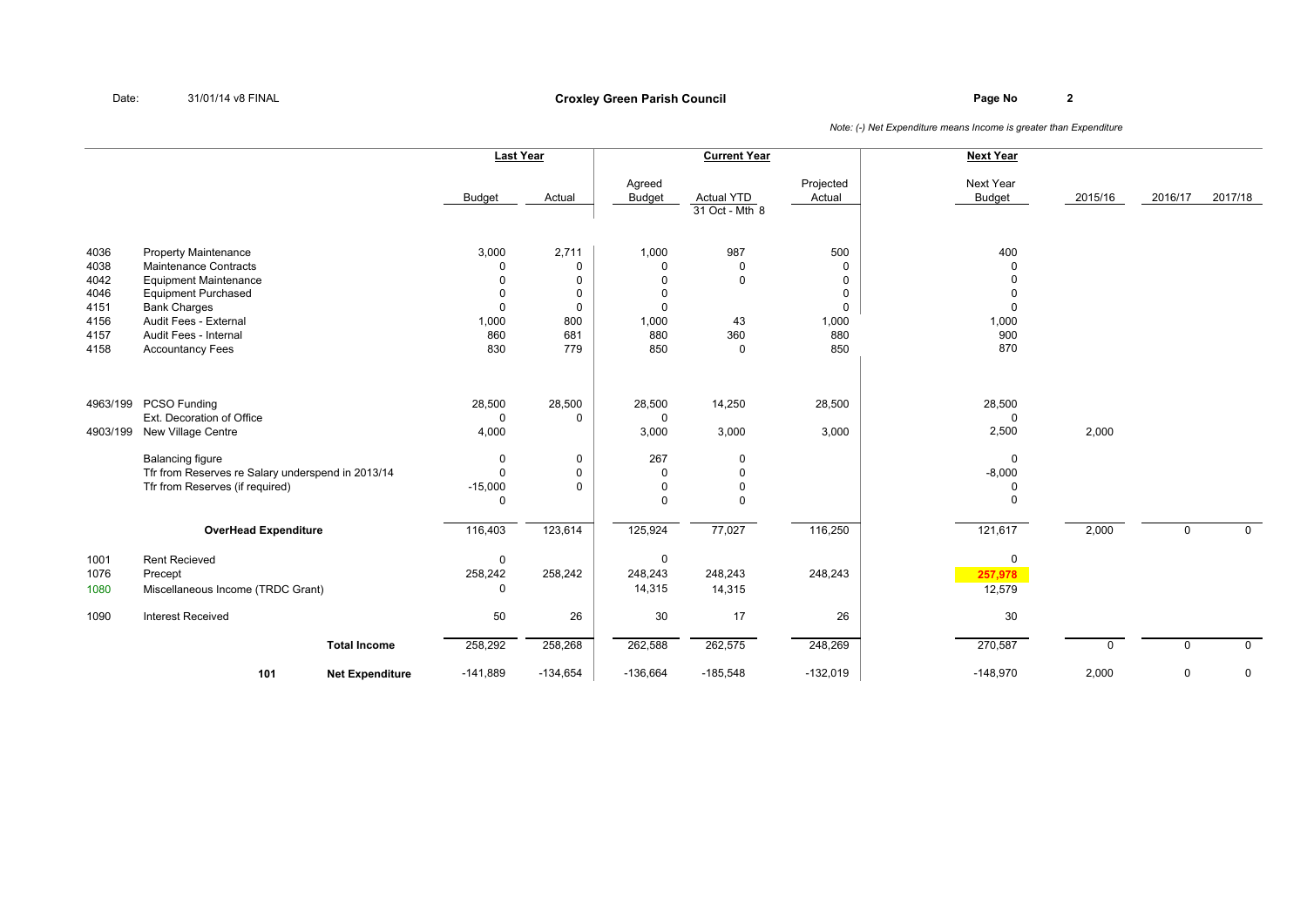Date: 31/01/14 v8 FINAL

# Croxley Green Parish Council

*Note: (-) Net Expenditure means Income is greater than Expenditure*

| | | Last Year | | Current Year | | | Next Year | | | |
|---|---|---|---|---|---|---|---|---|---|---|
| | | Budget | Actual | Agreed Budget | Actual YTD 31 Oct - Mth 8 | Projected Actual | Next Year Budget | 2015/16 | 2016/17 | 2017/18 |
| 4036 | Property Maintenance | 3,000 | 2,711 | 1,000 | 987 | 500 | 400 | | | |
| 4038 | Maintenance Contracts | 0 | 0 | 0 | 0 | 0 | 0 | | | |
| 4042 | Equipment Maintenance | 0 | 0 | 0 | 0 | 0 | 0 | | | |
| 4046 | Equipment Purchased | 0 | 0 | 0 | | 0 | 0 | | | |
| 4151 | Bank Charges | 0 | 0 | 0 | | 0 | 0 | | | |
| 4156 | Audit Fees - External | 1,000 | 800 | 1,000 | 43 | 1,000 | 1,000 | | | |
| 4157 | Audit Fees - Internal | 860 | 681 | 880 | 360 | 880 | 900 | | | |
| 4158 | Accountancy Fees | 830 | 779 | 850 | 0 | 850 | 870 | | | |
| 4963/199 | PCSO Funding | 28,500 | 28,500 | 28,500 | 14,250 | 28,500 | 28,500 | | | |
| | Ext. Decoration of Office | 0 | 0 | 0 | | | 0 | | | |
| 4903/199 | New Village Centre | 4,000 | | 3,000 | 3,000 | 3,000 | 2,500 | 2,000 | | |
| | Balancing figure | 0 | 0 | 267 | 0 | | 0 | | | |
| | Tfr from Reserves re Salary underspend in 2013/14 | 0 | 0 | 0 | 0 | | -8,000 | | | |
| | Tfr from Reserves (if required) | -15,000 | 0 | 0 | 0 | | 0 | | | |
| | | 0 | | 0 | 0 | | 0 | | | |
| | **OverHead Expenditure** | 116,403 | 123,614 | 125,924 | 77,027 | 116,250 | 121,617 | 2,000 | 0 | 0 |
| 1001 | Rent Recieved | 0 | | 0 | | | 0 | | | |
| 1076 | Precept | 258,242 | 258,242 | 248,243 | 248,243 | 248,243 | **257,978** | | | |
| 1080 | Miscellaneous Income (TRDC Grant) | 0 | | 14,315 | 14,315 | | 12,579 | | | |
| 1090 | Interest Received | 50 | 26 | 30 | 17 | 26 | 30 | | | |
| | **Total Income** | 258,292 | 258,268 | 262,588 | 262,575 | 248,269 | 270,587 | 0 | 0 | 0 |
| **101** | **Net Expenditure** | -141,889 | -134,654 | -136,664 | -185,548 | -132,019 | -148,970 | 2,000 | 0 | 0 |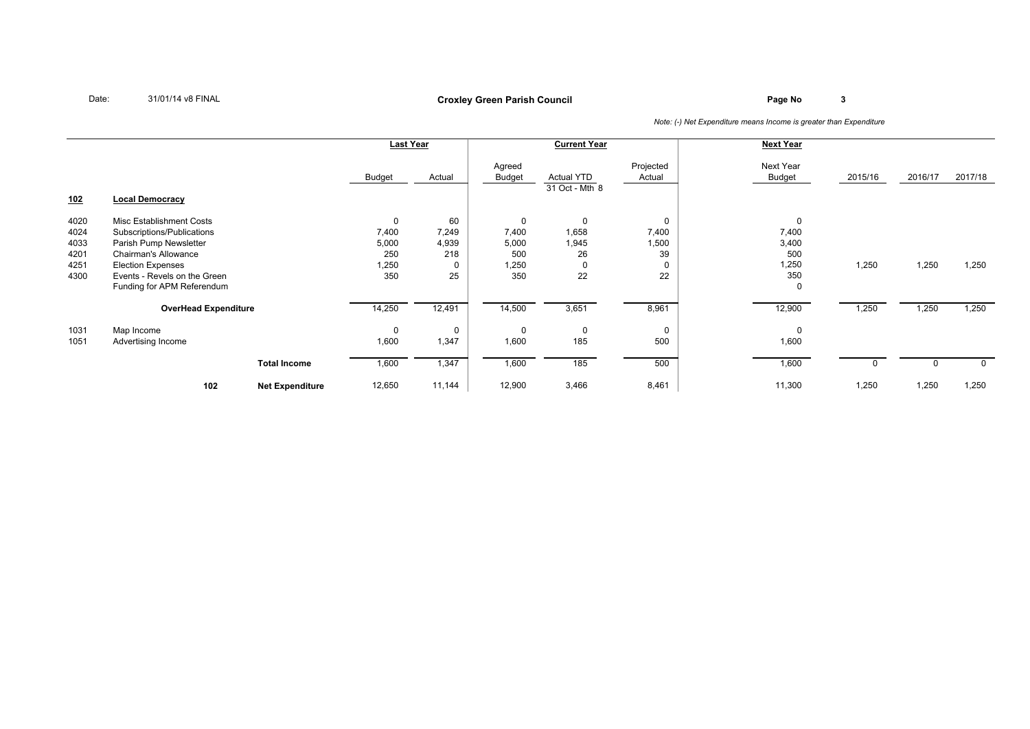Date: 31/01/14 v8 FINAL

**Croxley Green Parish Council**

*Note: (-) Net Expenditure means Income is greater than Expenditure*

| | | Last Year | | Current Year | | | Next Year | | | |
|---|---|---|---|---|---|---|---|---|---|---|
| | | Budget | Actual | Agreed Budget | Actual YTD 31 Oct - Mth 8 | Projected Actual | Next Year Budget | 2015/16 | 2016/17 | 2017/18 |
| **102** | **Local Democracy** | | | | | | | | | |
| 4020 | Misc Establishment Costs | 0 | 60 | 0 | 0 | 0 | 0 | | | |
| 4024 | Subscriptions/Publications | 7,400 | 7,249 | 7,400 | 1,658 | 7,400 | 7,400 | | | |
| 4033 | Parish Pump Newsletter | 5,000 | 4,939 | 5,000 | 1,945 | 1,500 | 3,400 | | | |
| 4201 | Chairman's Allowance | 250 | 218 | 500 | 26 | 39 | 500 | | | |
| 4251 | Election Expenses | 1,250 | 0 | 1,250 | 0 | 0 | 1,250 | 1,250 | 1,250 | 1,250 |
| 4300 | Events - Revels on the Green | 350 | 25 | 350 | 22 | 22 | 350 | | | |
| | Funding for APM Referendum | | | | | | 0 | | | |
| | **OverHead Expenditure** | 14,250 | 12,491 | 14,500 | 3,651 | 8,961 | 12,900 | 1,250 | 1,250 | 1,250 |
| 1031 | Map Income | 0 | 0 | 0 | 0 | 0 | 0 | | | |
| 1051 | Advertising Income | 1,600 | 1,347 | 1,600 | 185 | 500 | 1,600 | | | |
| | **Total Income** | 1,600 | 1,347 | 1,600 | 185 | 500 | 1,600 | 0 | 0 | 0 |
| 102 | **Net Expenditure** | 12,650 | 11,144 | 12,900 | 3,466 | 8,461 | 11,300 | 1,250 | 1,250 | 1,250 |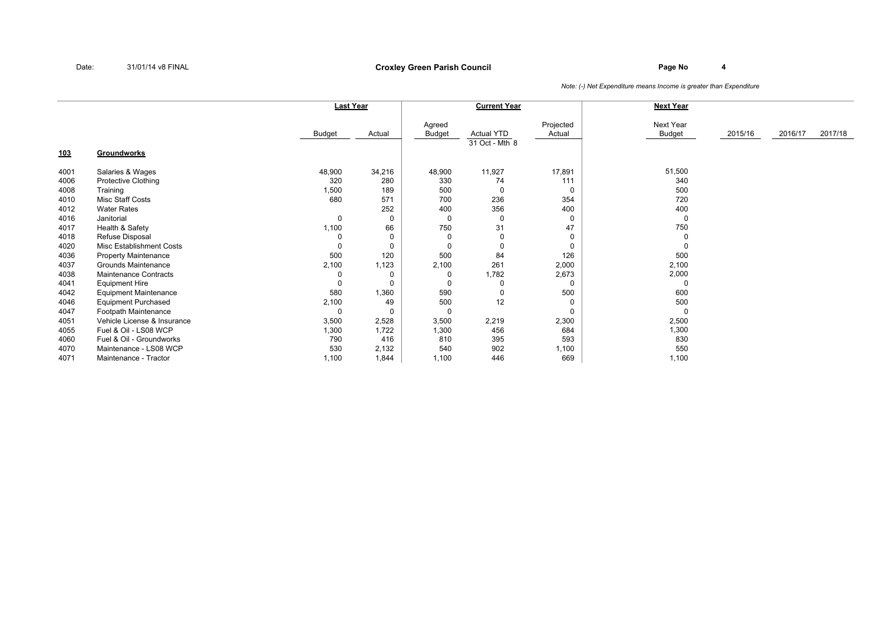Date: 31/01/14 v8 FINAL

**Croxley Green Parish Council**

*Note: (-) Net Expenditure means Income is greater than Expenditure*

| | | Last Year | | Current Year | | | Next Year | | | |
|---|---|---|---|---|---|---|---|---|---|---|
| | | Budget | Actual | Agreed Budget | Actual YTD 31 Oct - Mth 8 | Projected Actual | Next Year Budget | 2015/16 | 2016/17 | 2017/18 |
| **103** | **Groundworks** | | | | | | | | | |
| 4001 | Salaries & Wages | 48,900 | 34,216 | 48,900 | 11,927 | 17,891 | 51,500 | | | |
| 4006 | Protective Clothing | 320 | 280 | 330 | 74 | 111 | 340 | | | |
| 4008 | Training | 1,500 | 189 | 500 | 0 | 0 | 500 | | | |
| 4010 | Misc Staff Costs | 680 | 571 | 700 | 236 | 354 | 720 | | | |
| 4012 | Water Rates | | 252 | 400 | 356 | 400 | 400 | | | |
| 4016 | Janitorial | 0 | 0 | 0 | 0 | 0 | 0 | | | |
| 4017 | Health & Safety | 1,100 | 66 | 750 | 31 | 47 | 750 | | | |
| 4018 | Refuse Disposal | 0 | 0 | 0 | 0 | 0 | 0 | | | |
| 4020 | Misc Establishment Costs | 0 | 0 | 0 | 0 | 0 | 0 | | | |
| 4036 | Property Maintenance | 500 | 120 | 500 | 84 | 126 | 500 | | | |
| 4037 | Grounds Maintenance | 2,100 | 1,123 | 2,100 | 261 | 2,000 | 2,100 | | | |
| 4038 | Maintenance Contracts | 0 | 0 | 0 | 1,782 | 2,673 | 2,000 | | | |
| 4041 | Equipment Hire | 0 | 0 | 0 | 0 | 0 | 0 | | | |
| 4042 | Equipment Maintenance | 580 | 1,360 | 590 | 0 | 500 | 600 | | | |
| 4046 | Equipment Purchased | 2,100 | 49 | 500 | 12 | 0 | 500 | | | |
| 4047 | Footpath Maintenance | 0 | 0 | 0 | | 0 | 0 | | | |
| 4051 | Vehicle License & Insurance | 3,500 | 2,528 | 3,500 | 2,219 | 2,300 | 2,500 | | | |
| 4055 | Fuel & Oil - LS08 WCP | 1,300 | 1,722 | 1,300 | 456 | 684 | 1,300 | | | |
| 4060 | Fuel & Oil - Groundworks | 790 | 416 | 810 | 395 | 593 | 830 | | | |
| 4070 | Maintenance - LS08 WCP | 530 | 2,132 | 540 | 902 | 1,100 | 550 | | | |
| 4071 | Maintenance - Tractor | 1,100 | 1,844 | 1,100 | 446 | 669 | 1,100 | | | |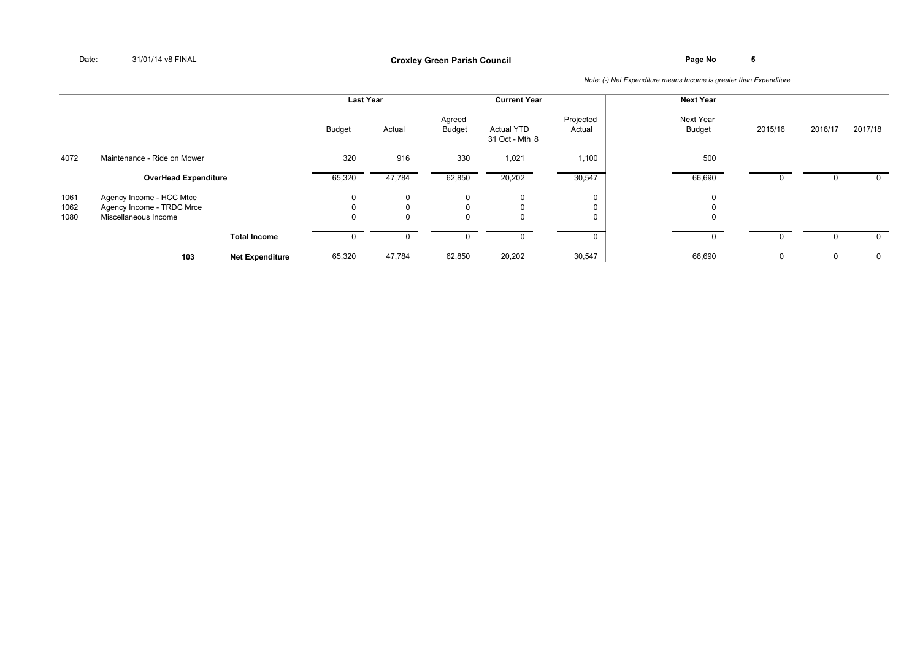Date: 31/01/14 v8 FINAL

**Croxley Green Parish Council**

*Note: (-) Net Expenditure means Income is greater than Expenditure*

| | | Last Year | | Current Year | | | Next Year | | | |
|---|---|---|---|---|---|---|---|---|---|---|
| | | Budget | Actual | Agreed Budget | Actual YTD 31 Oct - Mth 8 | Projected Actual | Next Year Budget | 2015/16 | 2016/17 | 2017/18 |
| 4072 | Maintenance - Ride on Mower | 320 | 916 | 330 | 1,021 | 1,100 | 500 | | | |
| | **OverHead Expenditure** | 65,320 | 47,784 | 62,850 | 20,202 | 30,547 | 66,690 | 0 | 0 | 0 |
| 1061 | Agency Income - HCC Mtce | 0 | 0 | 0 | 0 | 0 | 0 | | | |
| 1062 | Agency Income - TRDC Mrce | 0 | 0 | 0 | 0 | 0 | 0 | | | |
| 1080 | Miscellaneous Income | 0 | 0 | 0 | 0 | 0 | 0 | | | |
| | **Total Income** | 0 | 0 | 0 | 0 | 0 | 0 | 0 | 0 | 0 |
| **103** | **Net Expenditure** | 65,320 | 47,784 | 62,850 | 20,202 | 30,547 | 66,690 | 0 | 0 | 0 |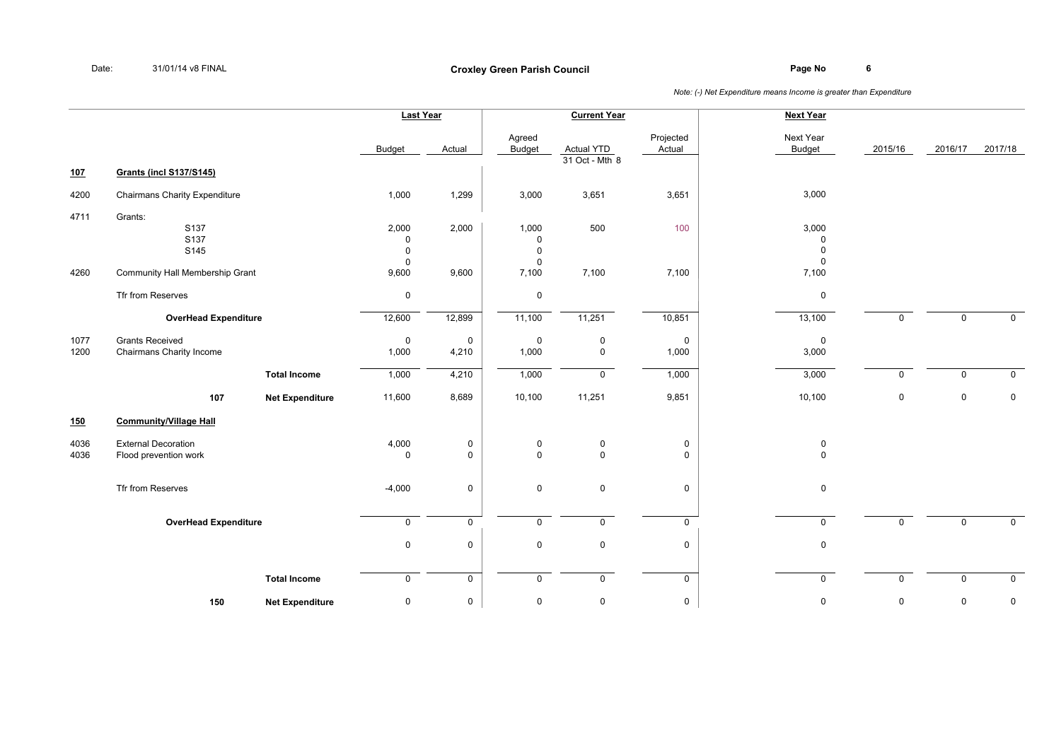Date: 31/01/14 v8 FINAL

**Croxley Green Parish Council**

*Note: (-) Net Expenditure means Income is greater than Expenditure*

| | | | Last Year | | Current Year | | | Next Year | | | |
|---|---|---|---|---|---|---|---|---|---|---|---|
| | | | Budget | Actual | Agreed Budget | Actual YTD 31 Oct - Mth 8 | Projected Actual | Next Year Budget | 2015/16 | 2016/17 | 2017/18 |
| **107** | **Grants (incl S137/S145)** | | | | | | | | | | |
| 4200 | Chairmans Charity Expenditure | | 1,000 | 1,299 | 3,000 | 3,651 | 3,651 | 3,000 | | | |
| 4711 | Grants: | | | | | | | | | | |
| | S137 | | 2,000 | 2,000 | 1,000 | 500 | 100 | 3,000 | | | |
| | S137 | | 0 | | 0 | | | 0 | | | |
| | S145 | | 0 | | 0 | | | 0 | | | |
| | | | 0 | | 0 | | | 0 | | | |
| 4260 | Community Hall Membership Grant | | 9,600 | 9,600 | 7,100 | 7,100 | 7,100 | 7,100 | | | |
| | Tfr from Reserves | | 0 | | 0 | | | 0 | | | |
| | **OverHead Expenditure** | | 12,600 | 12,899 | 11,100 | 11,251 | 10,851 | 13,100 | 0 | 0 | 0 |
| 1077 | Grants Received | | 0 | 0 | 0 | 0 | 0 | 0 | | | |
| 1200 | Chairmans Charity Income | | 1,000 | 4,210 | 1,000 | 0 | 1,000 | 3,000 | | | |
| | | **Total Income** | 1,000 | 4,210 | 1,000 | 0 | 1,000 | 3,000 | 0 | 0 | 0 |
| | **107** | **Net Expenditure** | 11,600 | 8,689 | 10,100 | 11,251 | 9,851 | 10,100 | 0 | 0 | 0 |
| **150** | **Community/Village Hall** | | | | | | | | | | |
| 4036 | External Decoration | | 4,000 | 0 | 0 | 0 | 0 | 0 | | | |
| 4036 | Flood prevention work | | 0 | 0 | 0 | 0 | 0 | 0 | | | |
| | Tfr from Reserves | | -4,000 | 0 | 0 | 0 | 0 | 0 | | | |
| | **OverHead Expenditure** | | 0 | 0 | 0 | 0 | 0 | 0 | 0 | 0 | 0 |
| | | | 0 | 0 | 0 | 0 | 0 | 0 | | | |
| | | **Total Income** | 0 | 0 | 0 | 0 | 0 | 0 | 0 | 0 | 0 |
| | **150** | **Net Expenditure** | 0 | 0 | 0 | 0 | 0 | 0 | 0 | 0 | 0 |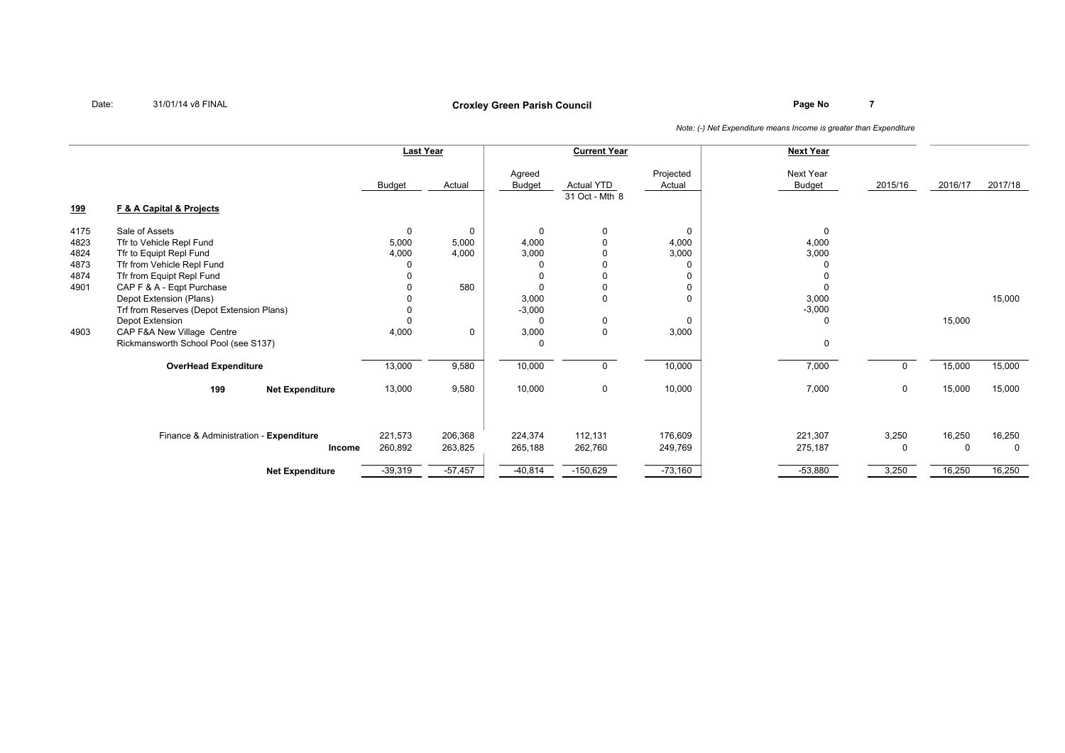# Croxley Green Parish Council

Date: 31/01/14 v8 FINAL

*Note: (-) Net Expenditure means Income is greater than Expenditure*

| | | Last Year | | Current Year | | | Next Year | | | |
|---|---|---|---|---|---|---|---|---|---|---|
| | | Budget | Actual | Agreed Budget | Actual YTD 31 Oct - Mth 8 | Projected Actual | Next Year Budget | 2015/16 | 2016/17 | 2017/18 |
| **199** | **F & A Capital & Projects** | | | | | | | | | |
| 4175 | Sale of Assets | 0 | 0 | 0 | 0 | 0 | 0 | | | |
| 4823 | Tfr to Vehicle Repl Fund | 5,000 | 5,000 | 4,000 | 0 | 4,000 | 4,000 | | | |
| 4824 | Tfr to Equipt Repl Fund | 4,000 | 4,000 | 3,000 | 0 | 3,000 | 3,000 | | | |
| 4873 | Tfr from Vehicle Repl Fund | 0 | | 0 | 0 | 0 | 0 | | | |
| 4874 | Tfr from Equipt Repl Fund | 0 | | 0 | 0 | 0 | 0 | | | |
| 4901 | CAP F & A - Eqpt Purchase | 0 | 580 | 0 | 0 | 0 | 0 | | | |
| | Depot Extension (Plans) | 0 | | 3,000 | 0 | 0 | 3,000 | | | 15,000 |
| | Trf from Reserves (Depot Extension Plans) | 0 | | -3,000 | | | -3,000 | | | |
| | Depot Extension | 0 | | 0 | 0 | 0 | 0 | | 15,000 | |
| 4903 | CAP F&A New Village Centre | 4,000 | 0 | 3,000 | 0 | 3,000 | | | | |
| | Rickmansworth School Pool (see S137) | | | 0 | | | 0 | | | |
| | **OverHead Expenditure** | 13,000 | 9,580 | 10,000 | 0 | 10,000 | 7,000 | 0 | 15,000 | 15,000 |
| | **199 Net Expenditure** | 13,000 | 9,580 | 10,000 | 0 | 10,000 | 7,000 | 0 | 15,000 | 15,000 |
| | Finance & Administration - **Expenditure** | 221,573 | 206,368 | 224,374 | 112,131 | 176,609 | 221,307 | 3,250 | 16,250 | 16,250 |
| | **Income** | 260,892 | 263,825 | 265,188 | 262,760 | 249,769 | 275,187 | 0 | 0 | 0 |
| | **Net Expenditure** | -39,319 | -57,457 | -40,814 | -150,629 | -73,160 | -53,880 | 3,250 | 16,250 | 16,250 |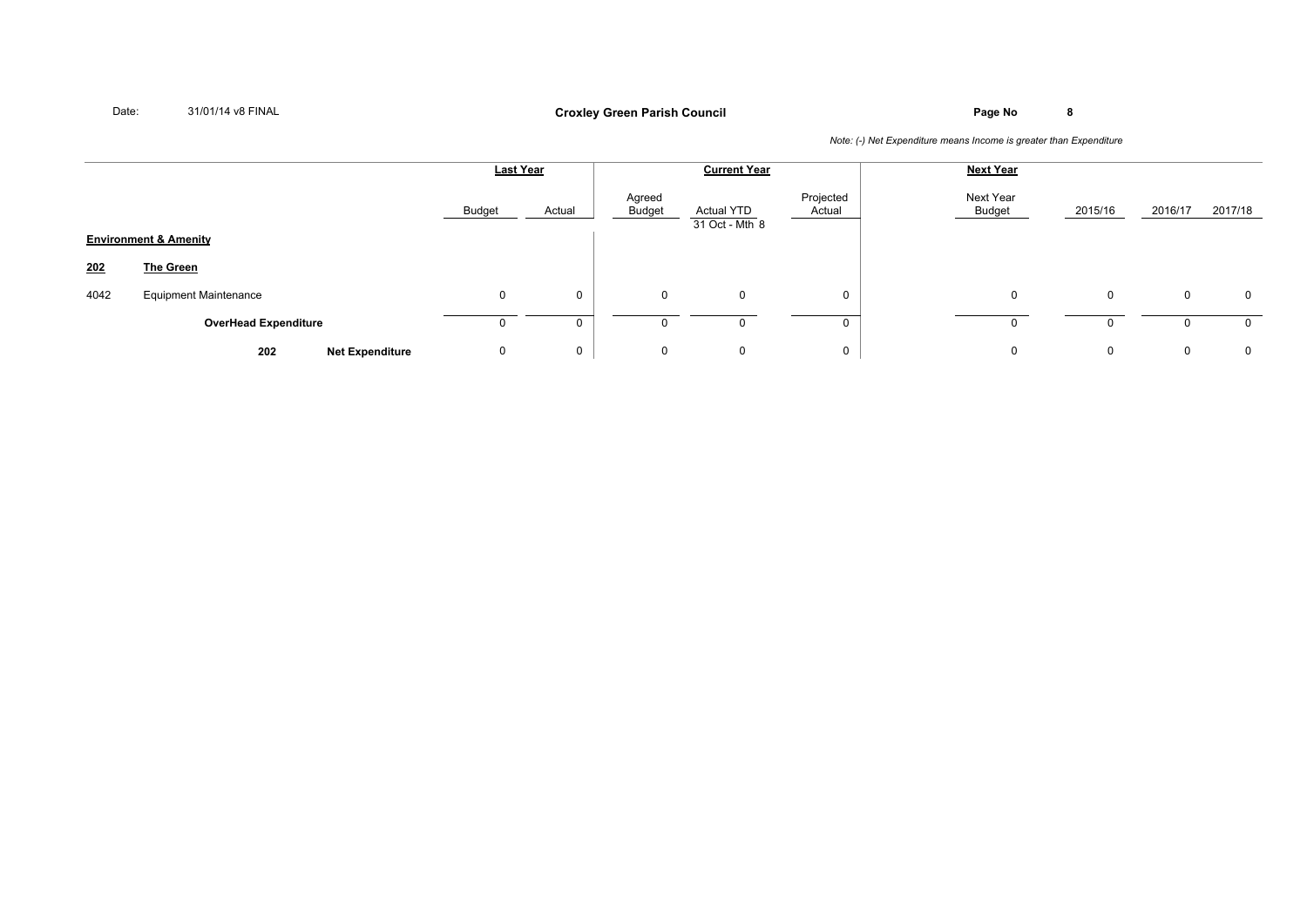Date: 31/01/14 v8 FINAL

**Croxley Green Parish Council**

*Note: (-) Net Expenditure means Income is greater than Expenditure*

| | | Last Year | | Current Year | | | Next Year | | | |
|---|---|---|---|---|---|---|---|---|---|---|
| | | Budget | Actual | Agreed Budget | Actual YTD 31 Oct - Mth 8 | Projected Actual | Next Year Budget | 2015/16 | 2016/17 | 2017/18 |
| **Environment & Amenity** | | | | | | | | | | |
| **202** | **The Green** | | | | | | | | | |
| 4042 | Equipment Maintenance | 0 | 0 | 0 | 0 | 0 | 0 | 0 | 0 | 0 |
| | **OverHead Expenditure** | 0 | 0 | 0 | 0 | 0 | 0 | 0 | 0 | 0 |
| **202** | **Net Expenditure** | 0 | 0 | 0 | 0 | 0 | 0 | 0 | 0 | 0 |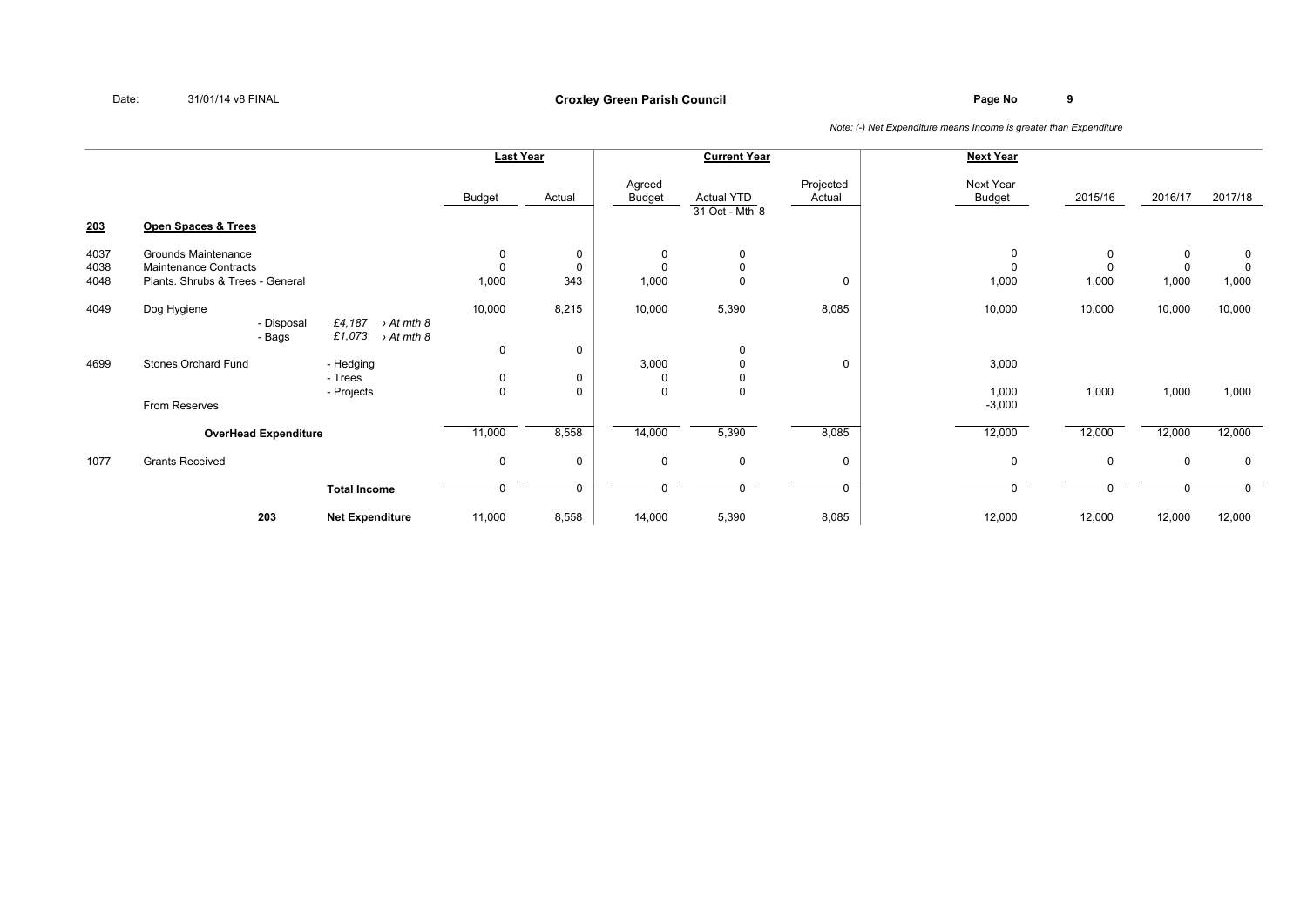Date: 31/01/14 v8 FINAL

**Croxley Green Parish Council**

*Note: (-) Net Expenditure means Income is greater than Expenditure*

| | | | Last Year | | Current Year | | | Next Year | | | |
|---|---|---|---|---|---|---|---|---|---|---|---|
| | | | Budget | Actual | Agreed Budget | Actual YTD 31 Oct - Mth 8 | Projected Actual | Next Year Budget | 2015/16 | 2016/17 | 2017/18 |
| **203** | **Open Spaces & Trees** | | | | | | | | | | |
| 4037 | Grounds Maintenance | | 0 | 0 | 0 | 0 | | 0 | 0 | 0 | 0 |
| 4038 | Maintenance Contracts | | 0 | 0 | 0 | 0 | | 0 | 0 | 0 | 0 |
| 4048 | Plants. Shrubs & Trees - General | | 1,000 | 343 | 1,000 | 0 | 0 | 1,000 | 1,000 | 1,000 | 1,000 |
| 4049 | Dog Hygiene | | 10,000 | 8,215 | 10,000 | 5,390 | 8,085 | 10,000 | 10,000 | 10,000 | 10,000 |
| | - Disposal | *£4,187 › At mth 8* | | | | | | | | | |
| | - Bags | *£1,073 › At mth 8* | | | | | | | | | |
| | | | 0 | 0 | | 0 | | | | | |
| 4699 | Stones Orchard Fund | - Hedging | | | 3,000 | 0 | 0 | 3,000 | | | |
| | | - Trees | 0 | 0 | 0 | 0 | | | | | |
| | | - Projects | 0 | 0 | 0 | 0 | | 1,000 | 1,000 | 1,000 | 1,000 |
| | From Reserves | | | | | | | -3,000 | | | |
| | **OverHead Expenditure** | | 11,000 | 8,558 | 14,000 | 5,390 | 8,085 | 12,000 | 12,000 | 12,000 | 12,000 |
| 1077 | Grants Received | | 0 | 0 | 0 | 0 | 0 | 0 | 0 | 0 | 0 |
| | | **Total Income** | 0 | 0 | 0 | 0 | 0 | 0 | 0 | 0 | 0 |
| | **203** | **Net Expenditure** | 11,000 | 8,558 | 14,000 | 5,390 | 8,085 | 12,000 | 12,000 | 12,000 | 12,000 |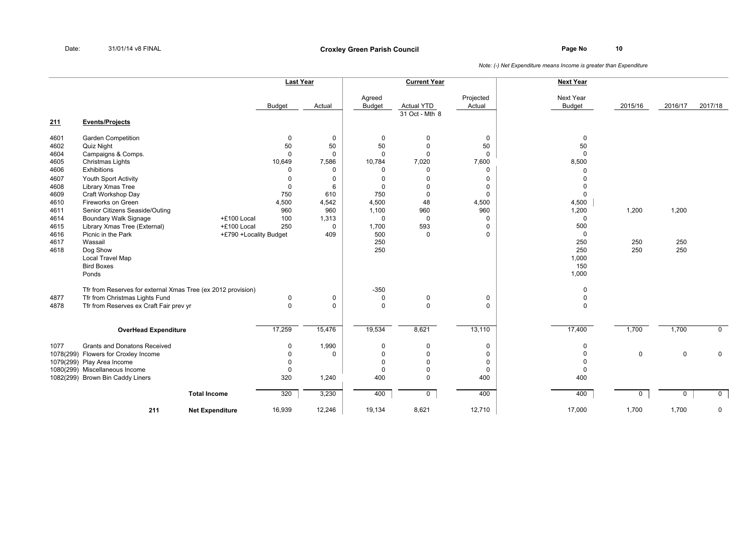Date: 31/01/14 v8 FINAL

**Croxley Green Parish Council**

*Note: (-) Net Expenditure means Income is greater than Expenditure*

| | | | Last Year | | Current Year | | | Next Year | | | |
|---|---|---|---|---|---|---|---|---|---|---|---|
| | | | Budget | Actual | Agreed Budget | Actual YTD 31 Oct - Mth 8 | Projected Actual | Next Year Budget | 2015/16 | 2016/17 | 2017/18 |
| **211** | **Events/Projects** | | | | | | | | | | |
| 4601 | Garden Competition | | 0 | 0 | 0 | 0 | 0 | 0 | | | |
| 4602 | Quiz Night | | 50 | 50 | 50 | 0 | 50 | 50 | | | |
| 4604 | Campaigns & Comps. | | 0 | 0 | 0 | 0 | 0 | 0 | | | |
| 4605 | Christmas Lights | | 10,649 | 7,586 | 10,784 | 7,020 | 7,600 | 8,500 | | | |
| 4606 | Exhibitions | | 0 | 0 | 0 | 0 | 0 | 0 | | | |
| 4607 | Youth Sport Activity | | 0 | 0 | 0 | 0 | 0 | 0 | | | |
| 4608 | Library Xmas Tree | | 0 | 6 | 0 | 0 | 0 | 0 | | | |
| 4609 | Craft Workshop Day | | 750 | 610 | 750 | 0 | 0 | 0 | | | |
| 4610 | Fireworks on Green | | 4,500 | 4,542 | 4,500 | 48 | 4,500 | 4,500 | | | |
| 4611 | Senior Citizens Seaside/Outing | | 960 | 960 | 1,100 | 960 | 960 | 1,200 | 1,200 | 1,200 | |
| 4614 | Boundary Walk Signage | +£100 Local | 100 | 1,313 | 0 | 0 | 0 | 0 | | | |
| 4615 | Library Xmas Tree (External) | +£100 Local | 250 | 0 | 1,700 | 593 | 0 | 500 | | | |
| 4616 | Picnic in the Park | +£790 +Locality Budget | | 409 | 500 | 0 | 0 | 0 | | | |
| 4617 | Wassail | | | | 250 | | | 250 | 250 | 250 | |
| 4618 | Dog Show | | | | 250 | | | 250 | 250 | 250 | |
| | Local Travel Map | | | | | | | 1,000 | | | |
| | Bird Boxes | | | | | | | 150 | | | |
| | Ponds | | | | | | | 1,000 | | | |
| | Tfr from Reserves for external Xmas Tree (ex 2012 provision) | | | | -350 | | | 0 | | | |
| 4877 | Tfr from Christmas Lights Fund | | 0 | 0 | 0 | 0 | 0 | 0 | | | |
| 4878 | Tfr from Reserves ex Craft Fair prev yr | | 0 | 0 | 0 | 0 | 0 | 0 | | | |
| | **OverHead Expenditure** | | 17,259 | 15,476 | 19,534 | 8,621 | 13,110 | 17,400 | 1,700 | 1,700 | 0 |
| 1077 | Grants and Donatons Received | | 0 | 1,990 | 0 | 0 | 0 | 0 | | | |
| 1078(299) | Flowers for Croxley Income | | 0 | 0 | 0 | 0 | 0 | 0 | 0 | 0 | 0 |
| 1079(299) | Play Area Income | | 0 | | 0 | 0 | 0 | 0 | | | |
| 1080(299) | Miscellaneous Income | | 0 | | 0 | 0 | 0 | 0 | | | |
| 1082(299) | Brown Bin Caddy Liners | | 320 | 1,240 | 400 | 0 | 400 | 400 | | | |
| | **Total Income** | | 320 | 3,230 | 400 | 0 | 400 | 400 | 0 | 0 | 0 |
| **211** | **Net Expenditure** | | 16,939 | 12,246 | 19,134 | 8,621 | 12,710 | 17,000 | 1,700 | 1,700 | 0 |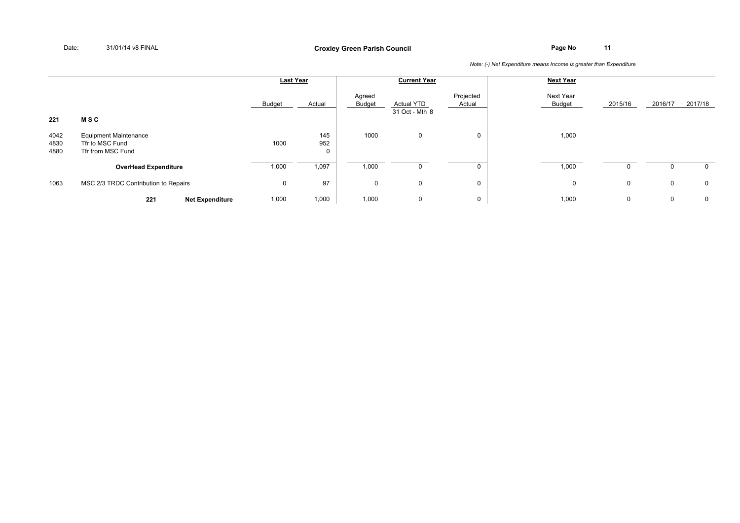Date: 31/01/14 v8 FINAL

**Croxley Green Parish Council**

*Note: (-) Net Expenditure means Income is greater than Expenditure*

| | | Last Year | | Current Year | | | Next Year | | | |
|---|---|---|---|---|---|---|---|---|---|---|
| | | Budget | Actual | Agreed Budget | Actual YTD 31 Oct - Mth 8 | Projected Actual | Next Year Budget | 2015/16 | 2016/17 | 2017/18 |
| **221** | **M S C** | | | | | | | | | |
| 4042 | Equipment Maintenance | | 145 | 1000 | 0 | 0 | 1,000 | | | |
| 4830 | Tfr to MSC Fund | 1000 | 952 | | | | | | | |
| 4880 | Tfr from MSC Fund | | 0 | | | | | | | |
| | **OverHead Expenditure** | 1,000 | 1,097 | 1,000 | 0 | 0 | 1,000 | 0 | 0 | 0 |
| 1063 | MSC 2/3 TRDC Contribution to Repairs | 0 | 97 | 0 | 0 | 0 | 0 | 0 | 0 | 0 |
| **221** | **Net Expenditure** | 1,000 | 1,000 | 1,000 | 0 | 0 | 1,000 | 0 | 0 | 0 |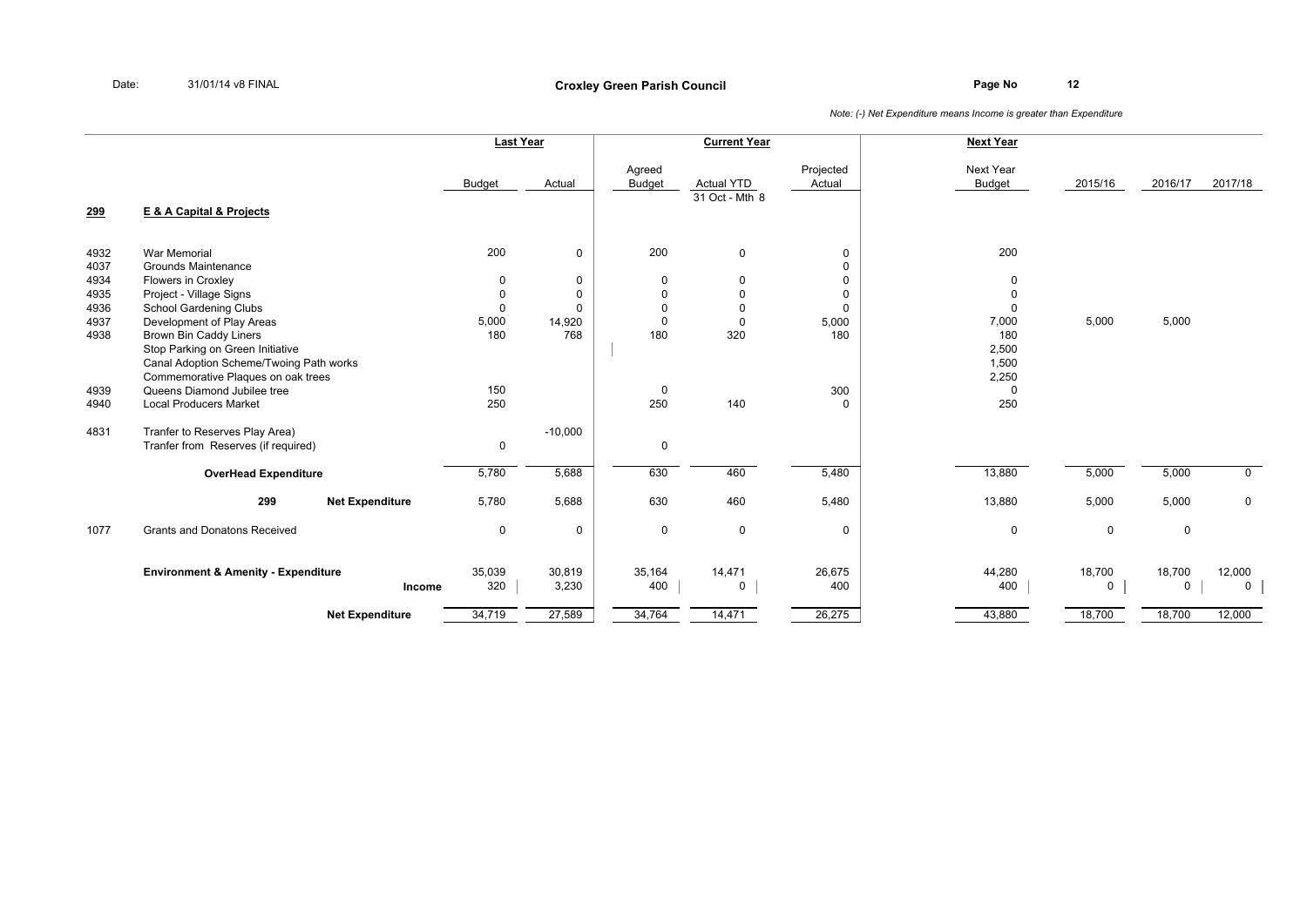Date: 31/01/14 v8 FINAL

**Croxley Green Parish Council**

*Note: (-) Net Expenditure means Income is greater than Expenditure*

| | | Last Year | | Current Year | | | Next Year | | | |
|---|---|---|---|---|---|---|---|---|---|---|
| | | Budget | Actual | Agreed Budget | Actual YTD 31 Oct - Mth 8 | Projected Actual | Next Year Budget | 2015/16 | 2016/17 | 2017/18 |
| **299** | **E & A Capital & Projects** | | | | | | | | | |
| 4932 | War Memorial | 200 | 0 | 200 | 0 | 0 | 200 | | | |
| 4037 | Grounds Maintenance | | | | | 0 | | | | |
| 4934 | Flowers in Croxley | 0 | 0 | 0 | 0 | 0 | 0 | | | |
| 4935 | Project - Village Signs | 0 | 0 | 0 | 0 | 0 | 0 | | | |
| 4936 | School Gardening Clubs | 0 | 0 | 0 | 0 | 0 | 0 | | | |
| 4937 | Development of Play Areas | 5,000 | 14,920 | 0 | 0 | 5,000 | 7,000 | 5,000 | 5,000 | |
| 4938 | Brown Bin Caddy Liners | 180 | 768 | 180 | 320 | 180 | 180 | | | |
| | Stop Parking on Green Initiative | | | | | | 2,500 | | | |
| | Canal Adoption Scheme/Twoing Path works | | | | | | 1,500 | | | |
| | Commemorative Plaques on oak trees | | | | | | 2,250 | | | |
| 4939 | Queens Diamond Jubilee tree | 150 | | 0 | | 300 | 0 | | | |
| 4940 | Local Producers Market | 250 | | 250 | 140 | 0 | 250 | | | |
| 4831 | Tranfer to Reserves Play Area) | | -10,000 | | | | | | | |
| | Tranfer from Reserves (if required) | 0 | | 0 | | | | | | |
| | **OverHead Expenditure** | 5,780 | 5,688 | 630 | 460 | 5,480 | 13,880 | 5,000 | 5,000 | 0 |
| | **299 Net Expenditure** | 5,780 | 5,688 | 630 | 460 | 5,480 | 13,880 | 5,000 | 5,000 | 0 |
| 1077 | Grants and Donatons Received | 0 | 0 | 0 | 0 | 0 | 0 | 0 | 0 | |
| | **Environment & Amenity - Expenditure** | 35,039 | 30,819 | 35,164 | 14,471 | 26,675 | 44,280 | 18,700 | 18,700 | 12,000 |
| | **Income** | 320 | 3,230 | 400 | 0 | 400 | 400 | 0 | 0 | 0 |
| | **Net Expenditure** | 34,719 | 27,589 | 34,764 | 14,471 | 26,275 | 43,880 | 18,700 | 18,700 | 12,000 |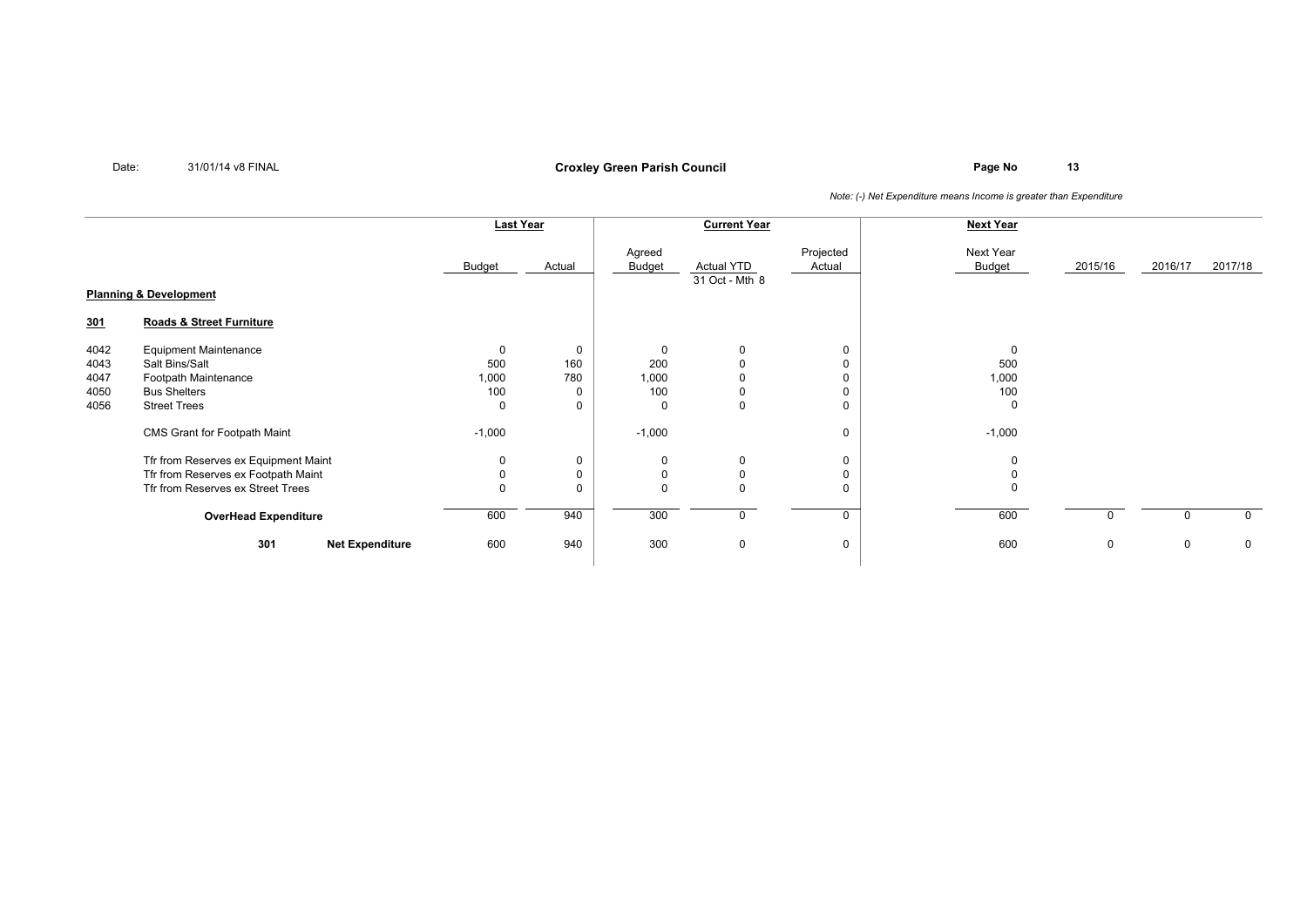Date: 31/01/14 v8 FINAL

**Croxley Green Parish Council**

*Note: (-) Net Expenditure means Income is greater than Expenditure*

| | | Last Year | | Current Year | | | Next Year | | | |
|---|---|---|---|---|---|---|---|---|---|---|
| | | Budget | Actual | Agreed Budget | Actual YTD 31 Oct - Mth 8 | Projected Actual | Next Year Budget | 2015/16 | 2016/17 | 2017/18 |
| **Planning & Development** | | | | | | | | | | |
| **301** | **Roads & Street Furniture** | | | | | | | | | |
| 4042 | Equipment Maintenance | 0 | 0 | 0 | 0 | 0 | 0 | | | |
| 4043 | Salt Bins/Salt | 500 | 160 | 200 | 0 | 0 | 500 | | | |
| 4047 | Footpath Maintenance | 1,000 | 780 | 1,000 | 0 | 0 | 1,000 | | | |
| 4050 | Bus Shelters | 100 | 0 | 100 | 0 | 0 | 100 | | | |
| 4056 | Street Trees | 0 | 0 | 0 | 0 | 0 | 0 | | | |
| | CMS Grant for Footpath Maint | -1,000 | | -1,000 | | 0 | -1,000 | | | |
| | Tfr from Reserves ex Equipment Maint | 0 | 0 | 0 | 0 | 0 | 0 | | | |
| | Tfr from Reserves ex Footpath Maint | 0 | 0 | 0 | 0 | 0 | 0 | | | |
| | Tfr from Reserves ex Street Trees | 0 | 0 | 0 | 0 | 0 | 0 | | | |
| | **OverHead Expenditure** | 600 | 940 | 300 | 0 | 0 | 600 | 0 | 0 | 0 |
| | **301 Net Expenditure** | 600 | 940 | 300 | 0 | 0 | 600 | 0 | 0 | 0 |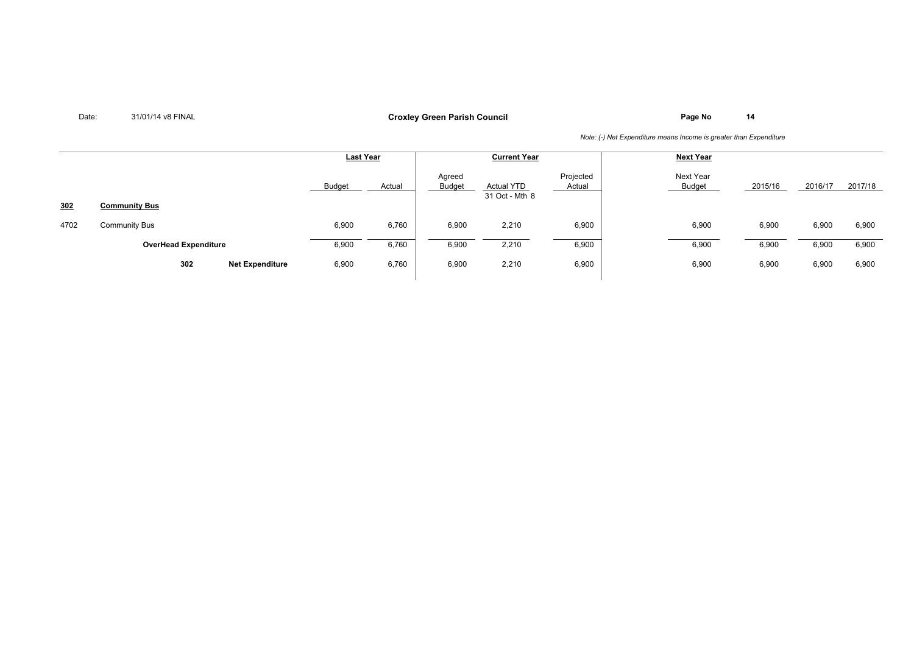Date: 31/01/14 v8 FINAL

**Croxley Green Parish Council**

*Note: (-) Net Expenditure means Income is greater than Expenditure*

| | | Last Year | | Current Year | | | Next Year | | | |
|---|---|---|---|---|---|---|---|---|---|---|
| | | Budget | Actual | Agreed Budget | Actual YTD 31 Oct - Mth 8 | Projected Actual | Next Year Budget | 2015/16 | 2016/17 | 2017/18 |
| **302** | **Community Bus** | | | | | | | | | |
| 4702 | Community Bus | 6,900 | 6,760 | 6,900 | 2,210 | 6,900 | 6,900 | 6,900 | 6,900 | 6,900 |
| | **OverHead Expenditure** | 6,900 | 6,760 | 6,900 | 2,210 | 6,900 | 6,900 | 6,900 | 6,900 | 6,900 |
| **302** | **Net Expenditure** | 6,900 | 6,760 | 6,900 | 2,210 | 6,900 | 6,900 | 6,900 | 6,900 | 6,900 |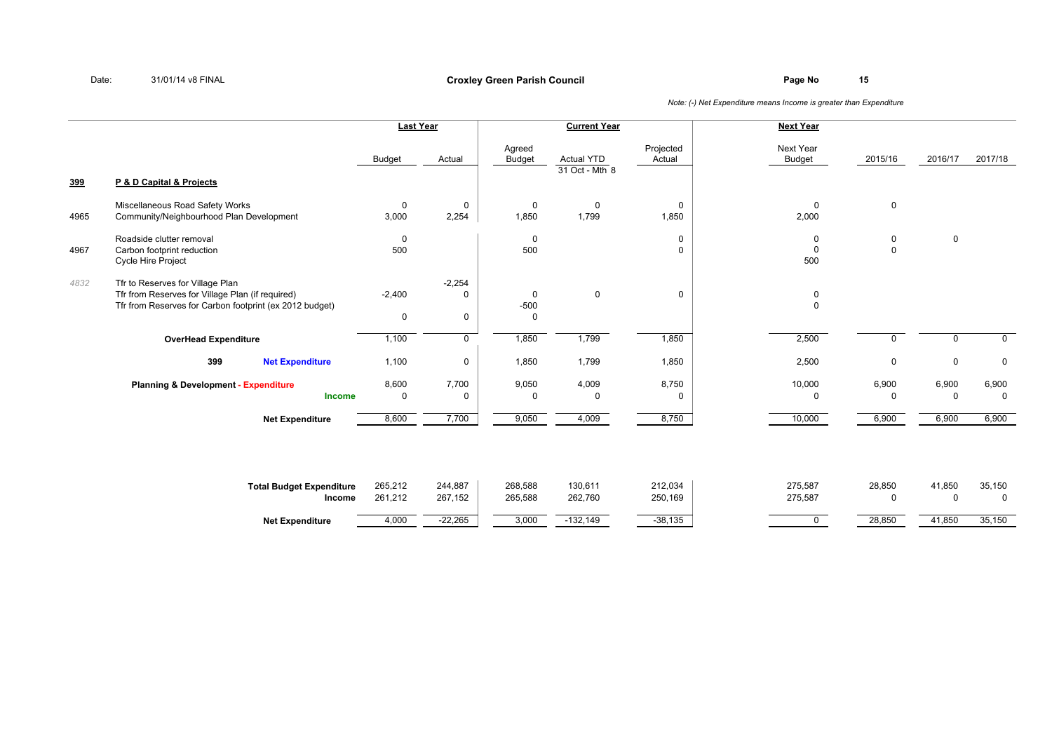**Croxley Green Parish Council**

Date: 31/01/14 v8 FINAL

*Note: (-) Net Expenditure means Income is greater than Expenditure*

| | | Last Year | | Current Year | | | Next Year | | | |
|---|---|---|---|---|---|---|---|---|---|---|
| | | Budget | Actual | Agreed Budget | Actual YTD 31 Oct - Mth 8 | Projected Actual | Next Year Budget | 2015/16 | 2016/17 | 2017/18 |
| **399** | **P & D Capital & Projects** | | | | | | | | | |
| | Miscellaneous Road Safety Works | 0 | 0 | 0 | 0 | 0 | 0 | 0 | | |
| 4965 | Community/Neighbourhood Plan Development | 3,000 | 2,254 | 1,850 | 1,799 | 1,850 | 2,000 | | | |
| | Roadside clutter removal | 0 | | 0 | | 0 | 0 | 0 | 0 | |
| 4967 | Carbon footprint reduction | 500 | | 500 | | 0 | 0 | 0 | | |
| | Cycle Hire Project | | | | | | 500 | | | |
| 4832 | Tfr to Reserves for Village Plan | | -2,254 | | | | | | | |
| | Tfr from Reserves for Village Plan (if required) | -2,400 | 0 | 0 | 0 | 0 | 0 | | | |
| | Tfr from Reserves for Carbon footprint (ex 2012 budget) | | | -500 | | | 0 | | | |
| | | 0 | 0 | 0 | | | | | | |
| | **OverHead Expenditure** | 1,100 | 0 | 1,850 | 1,799 | 1,850 | 2,500 | 0 | 0 | 0 |
| | **399 Net Expenditure** | 1,100 | 0 | 1,850 | 1,799 | 1,850 | 2,500 | 0 | 0 | 0 |
| | **Planning & Development - Expenditure** | 8,600 | 7,700 | 9,050 | 4,009 | 8,750 | 10,000 | 6,900 | 6,900 | 6,900 |
| | **Income** | 0 | 0 | 0 | 0 | 0 | 0 | 0 | 0 | 0 |
| | **Net Expenditure** | 8,600 | 7,700 | 9,050 | 4,009 | 8,750 | 10,000 | 6,900 | 6,900 | 6,900 |
| | | | | | | | | | | |
| | **Total Budget Expenditure** | 265,212 | 244,887 | 268,588 | 130,611 | 212,034 | 275,587 | 28,850 | 41,850 | 35,150 |
| | **Income** | 261,212 | 267,152 | 265,588 | 262,760 | 250,169 | 275,587 | 0 | 0 | 0 |
| | **Net Expenditure** | 4,000 | -22,265 | 3,000 | -132,149 | -38,135 | 0 | 28,850 | 41,850 | 35,150 |